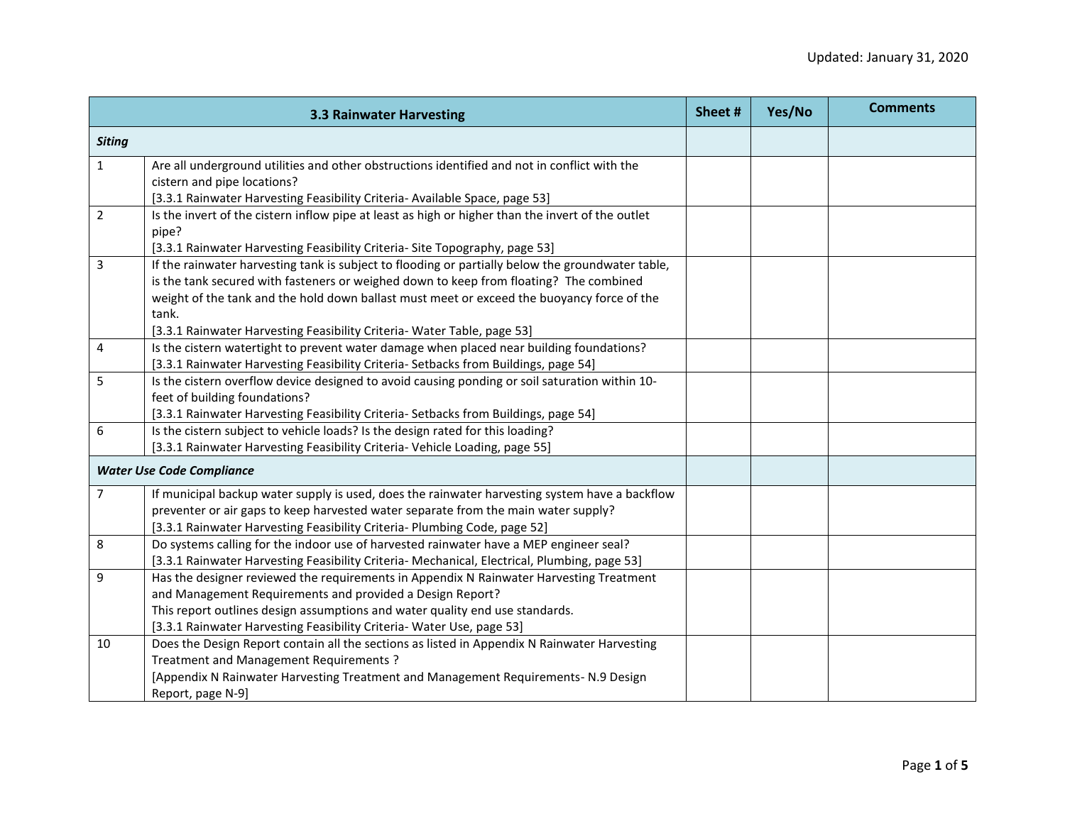Updated: January 31, 2020

| | 3.3 Rainwater Harvesting | Sheet # | Yes/No | Comments |
|---|---|---|---|---|
| ***Siting*** | | | | |
| 1 | Are all underground utilities and other obstructions identified and not in conflict with the cistern and pipe locations?<br>[3.3.1 Rainwater Harvesting Feasibility Criteria- Available Space, page 53] | | | |
| 2 | Is the invert of the cistern inflow pipe at least as high or higher than the invert of the outlet pipe?<br>[3.3.1 Rainwater Harvesting Feasibility Criteria- Site Topography, page 53] | | | |
| 3 | If the rainwater harvesting tank is subject to flooding or partially below the groundwater table, is the tank secured with fasteners or weighed down to keep from floating? The combined weight of the tank and the hold down ballast must meet or exceed the buoyancy force of the tank.<br>[3.3.1 Rainwater Harvesting Feasibility Criteria- Water Table, page 53] | | | |
| 4 | Is the cistern watertight to prevent water damage when placed near building foundations?<br>[3.3.1 Rainwater Harvesting Feasibility Criteria- Setbacks from Buildings, page 54] | | | |
| 5 | Is the cistern overflow device designed to avoid causing ponding or soil saturation within 10-feet of building foundations?<br>[3.3.1 Rainwater Harvesting Feasibility Criteria- Setbacks from Buildings, page 54] | | | |
| 6 | Is the cistern subject to vehicle loads? Is the design rated for this loading?<br>[3.3.1 Rainwater Harvesting Feasibility Criteria- Vehicle Loading, page 55] | | | |
| ***Water Use Code Compliance*** | | | | |
| 7 | If municipal backup water supply is used, does the rainwater harvesting system have a backflow preventer or air gaps to keep harvested water separate from the main water supply?<br>[3.3.1 Rainwater Harvesting Feasibility Criteria- Plumbing Code, page 52] | | | |
| 8 | Do systems calling for the indoor use of harvested rainwater have a MEP engineer seal?<br>[3.3.1 Rainwater Harvesting Feasibility Criteria- Mechanical, Electrical, Plumbing, page 53] | | | |
| 9 | Has the designer reviewed the requirements in Appendix N Rainwater Harvesting Treatment and Management Requirements and provided a Design Report?<br>This report outlines design assumptions and water quality end use standards.<br>[3.3.1 Rainwater Harvesting Feasibility Criteria- Water Use, page 53] | | | |
| 10 | Does the Design Report contain all the sections as listed in Appendix N Rainwater Harvesting Treatment and Management Requirements ?<br>[Appendix N Rainwater Harvesting Treatment and Management Requirements- N.9 Design Report, page N-9] | | | |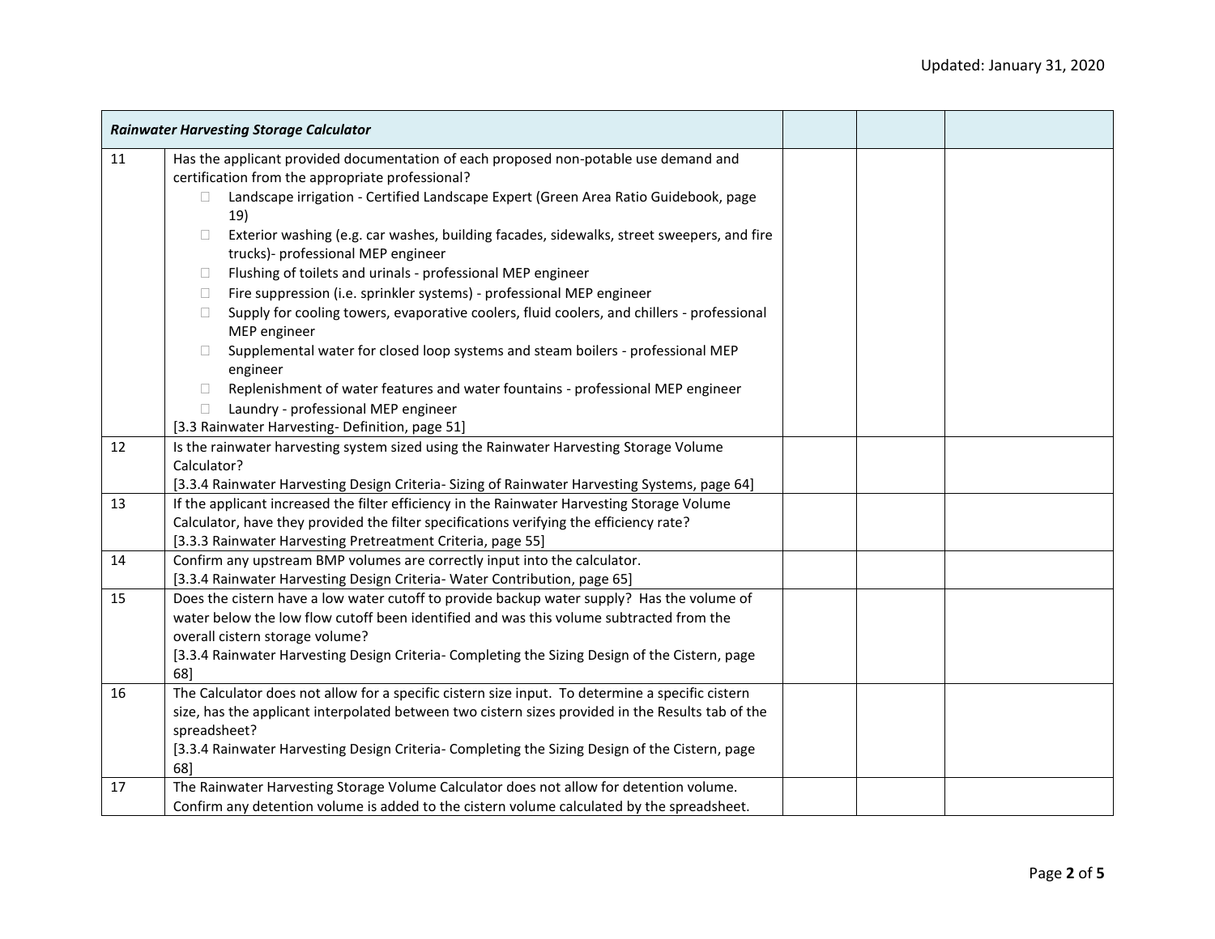| *Rainwater Harvesting Storage Calculator* | | | | |
|---|---|---|---|---|
| 11 | Has the applicant provided documentation of each proposed non-potable use demand and certification from the appropriate professional?<br>☐ Landscape irrigation - Certified Landscape Expert (Green Area Ratio Guidebook, page 19)<br>☐ Exterior washing (e.g. car washes, building facades, sidewalks, street sweepers, and fire trucks)- professional MEP engineer<br>☐ Flushing of toilets and urinals - professional MEP engineer<br>☐ Fire suppression (i.e. sprinkler systems) - professional MEP engineer<br>☐ Supply for cooling towers, evaporative coolers, fluid coolers, and chillers - professional MEP engineer<br>☐ Supplemental water for closed loop systems and steam boilers - professional MEP engineer<br>☐ Replenishment of water features and water fountains - professional MEP engineer<br>☐ Laundry - professional MEP engineer<br>[3.3 Rainwater Harvesting- Definition, page 51] | | | |
| 12 | Is the rainwater harvesting system sized using the Rainwater Harvesting Storage Volume Calculator?<br>[3.3.4 Rainwater Harvesting Design Criteria- Sizing of Rainwater Harvesting Systems, page 64] | | | |
| 13 | If the applicant increased the filter efficiency in the Rainwater Harvesting Storage Volume Calculator, have they provided the filter specifications verifying the efficiency rate?<br>[3.3.3 Rainwater Harvesting Pretreatment Criteria, page 55] | | | |
| 14 | Confirm any upstream BMP volumes are correctly input into the calculator.<br>[3.3.4 Rainwater Harvesting Design Criteria- Water Contribution, page 65] | | | |
| 15 | Does the cistern have a low water cutoff to provide backup water supply? Has the volume of water below the low flow cutoff been identified and was this volume subtracted from the overall cistern storage volume?<br>[3.3.4 Rainwater Harvesting Design Criteria- Completing the Sizing Design of the Cistern, page 68] | | | |
| 16 | The Calculator does not allow for a specific cistern size input. To determine a specific cistern size, has the applicant interpolated between two cistern sizes provided in the Results tab of the spreadsheet?<br>[3.3.4 Rainwater Harvesting Design Criteria- Completing the Sizing Design of the Cistern, page 68] | | | |
| 17 | The Rainwater Harvesting Storage Volume Calculator does not allow for detention volume. Confirm any detention volume is added to the cistern volume calculated by the spreadsheet. | | | |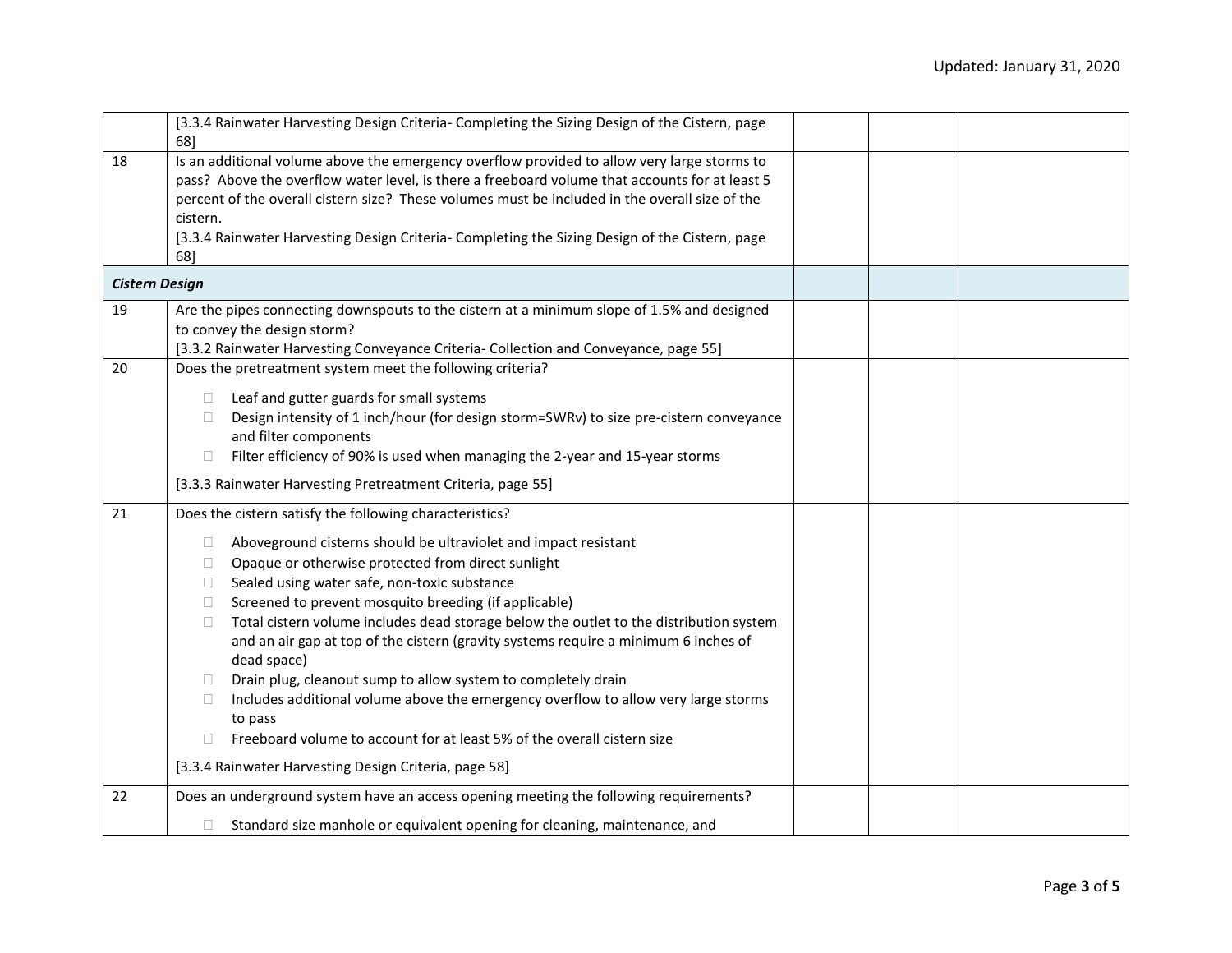| | | | | |
|---|---|---|---|---|
| | [3.3.4 Rainwater Harvesting Design Criteria- Completing the Sizing Design of the Cistern, page 68] | | | |
| 18 | Is an additional volume above the emergency overflow provided to allow very large storms to pass? Above the overflow water level, is there a freeboard volume that accounts for at least 5 percent of the overall cistern size? These volumes must be included in the overall size of the cistern.<br>[3.3.4 Rainwater Harvesting Design Criteria- Completing the Sizing Design of the Cistern, page 68] | | | |
| ***Cistern Design*** | | | | |
| 19 | Are the pipes connecting downspouts to the cistern at a minimum slope of 1.5% and designed to convey the design storm?<br>[3.3.2 Rainwater Harvesting Conveyance Criteria- Collection and Conveyance, page 55] | | | |
| 20 | Does the pretreatment system meet the following criteria?<br>☐ Leaf and gutter guards for small systems<br>☐ Design intensity of 1 inch/hour (for design storm=SWRv) to size pre-cistern conveyance and filter components<br>☐ Filter efficiency of 90% is used when managing the 2-year and 15-year storms<br>[3.3.3 Rainwater Harvesting Pretreatment Criteria, page 55] | | | |
| 21 | Does the cistern satisfy the following characteristics?<br>☐ Aboveground cisterns should be ultraviolet and impact resistant<br>☐ Opaque or otherwise protected from direct sunlight<br>☐ Sealed using water safe, non-toxic substance<br>☐ Screened to prevent mosquito breeding (if applicable)<br>☐ Total cistern volume includes dead storage below the outlet to the distribution system and an air gap at top of the cistern (gravity systems require a minimum 6 inches of dead space)<br>☐ Drain plug, cleanout sump to allow system to completely drain<br>☐ Includes additional volume above the emergency overflow to allow very large storms to pass<br>☐ Freeboard volume to account for at least 5% of the overall cistern size<br>[3.3.4 Rainwater Harvesting Design Criteria, page 58] | | | |
| 22 | Does an underground system have an access opening meeting the following requirements?<br>☐ Standard size manhole or equivalent opening for cleaning, maintenance, and | | | |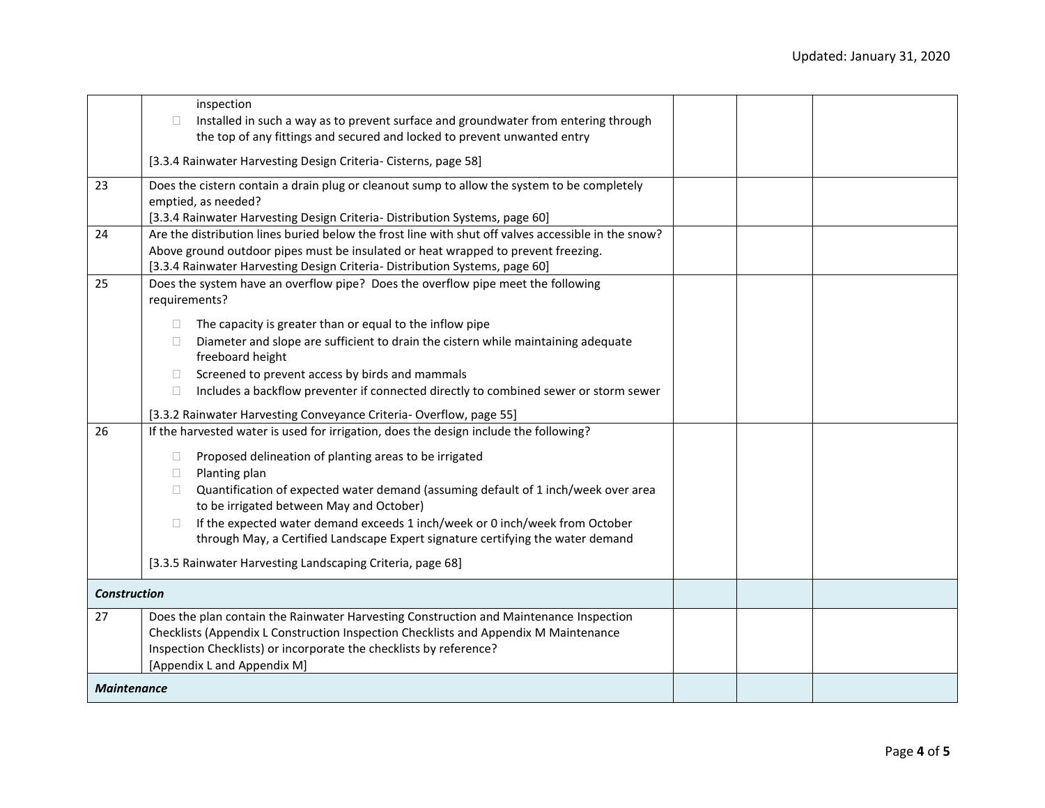| | | | | |
|---|---|---|---|---|
| | inspection<br>☐ Installed in such a way as to prevent surface and groundwater from entering through the top of any fittings and secured and locked to prevent unwanted entry<br><br>[3.3.4 Rainwater Harvesting Design Criteria- Cisterns, page 58] | | | |
| 23 | Does the cistern contain a drain plug or cleanout sump to allow the system to be completely emptied, as needed?<br>[3.3.4 Rainwater Harvesting Design Criteria- Distribution Systems, page 60] | | | |
| 24 | Are the distribution lines buried below the frost line with shut off valves accessible in the snow? Above ground outdoor pipes must be insulated or heat wrapped to prevent freezing.<br>[3.3.4 Rainwater Harvesting Design Criteria- Distribution Systems, page 60] | | | |
| 25 | Does the system have an overflow pipe? Does the overflow pipe meet the following requirements?<br><br>☐ The capacity is greater than or equal to the inflow pipe<br>☐ Diameter and slope are sufficient to drain the cistern while maintaining adequate freeboard height<br>☐ Screened to prevent access by birds and mammals<br>☐ Includes a backflow preventer if connected directly to combined sewer or storm sewer<br><br>[3.3.2 Rainwater Harvesting Conveyance Criteria- Overflow, page 55] | | | |
| 26 | If the harvested water is used for irrigation, does the design include the following?<br><br>☐ Proposed delineation of planting areas to be irrigated<br>☐ Planting plan<br>☐ Quantification of expected water demand (assuming default of 1 inch/week over area to be irrigated between May and October)<br>☐ If the expected water demand exceeds 1 inch/week or 0 inch/week from October through May, a Certified Landscape Expert signature certifying the water demand<br><br>[3.3.5 Rainwater Harvesting Landscaping Criteria, page 68] | | | |
| ***Construction*** | | | | |
| 27 | Does the plan contain the Rainwater Harvesting Construction and Maintenance Inspection Checklists (Appendix L Construction Inspection Checklists and Appendix M Maintenance Inspection Checklists) or incorporate the checklists by reference?<br>[Appendix L and Appendix M] | | | |
| ***Maintenance*** | | | | |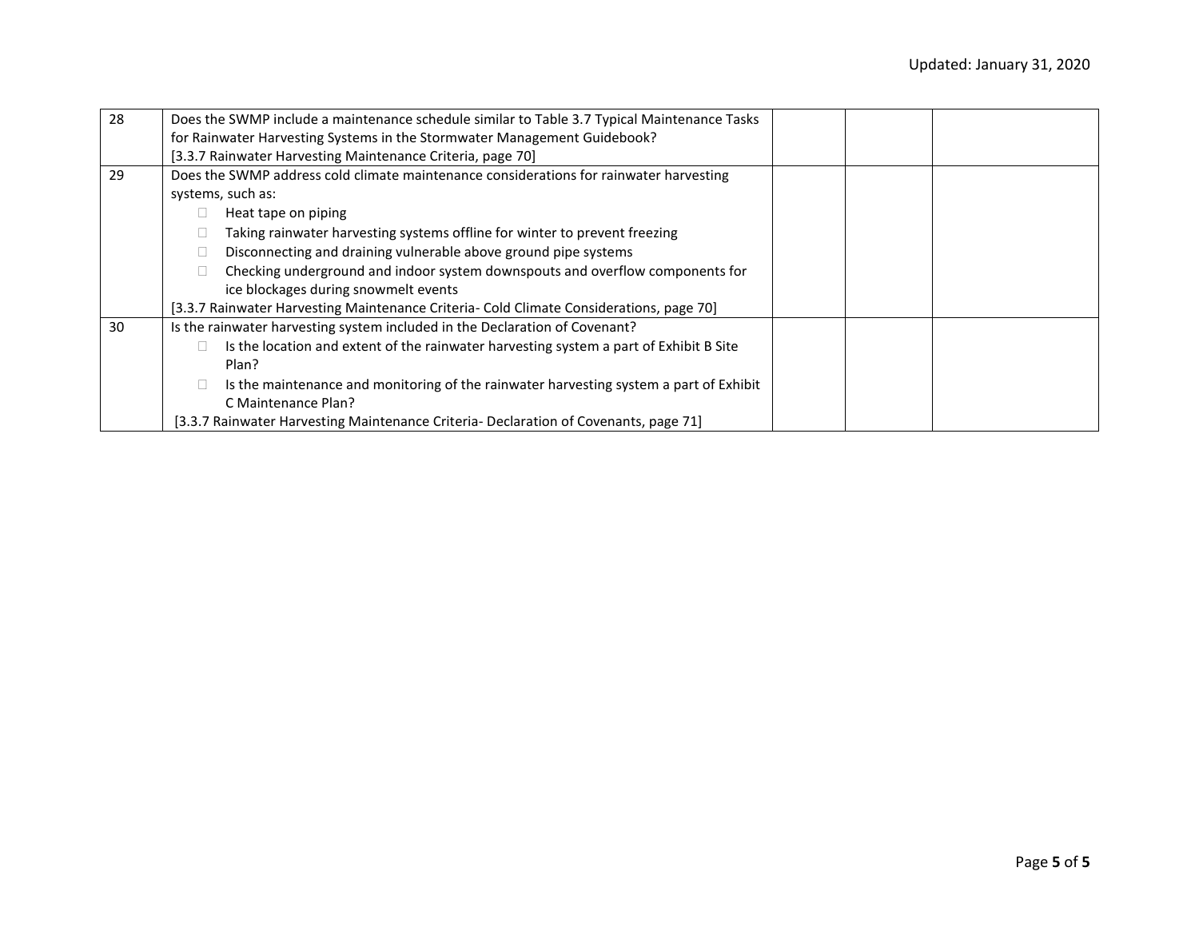| | | | | |
|---|---|---|---|---|
| 28 | Does the SWMP include a maintenance schedule similar to Table 3.7 Typical Maintenance Tasks for Rainwater Harvesting Systems in the Stormwater Management Guidebook?<br>[3.3.7 Rainwater Harvesting Maintenance Criteria, page 70] | | | |
| 29 | Does the SWMP address cold climate maintenance considerations for rainwater harvesting systems, such as:<br>☐ Heat tape on piping<br>☐ Taking rainwater harvesting systems offline for winter to prevent freezing<br>☐ Disconnecting and draining vulnerable above ground pipe systems<br>☐ Checking underground and indoor system downspouts and overflow components for ice blockages during snowmelt events<br>[3.3.7 Rainwater Harvesting Maintenance Criteria- Cold Climate Considerations, page 70] | | | |
| 30 | Is the rainwater harvesting system included in the Declaration of Covenant?<br>☐ Is the location and extent of the rainwater harvesting system a part of Exhibit B Site Plan?<br>☐ Is the maintenance and monitoring of the rainwater harvesting system a part of Exhibit C Maintenance Plan?<br>[3.3.7 Rainwater Harvesting Maintenance Criteria- Declaration of Covenants, page 71] | | | |